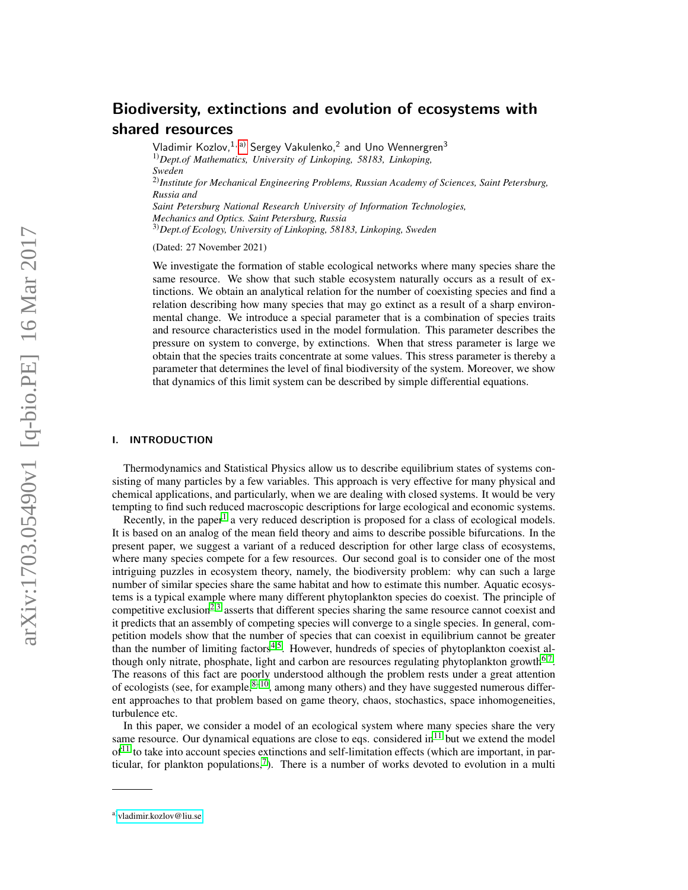# Biodiversity, extinctions and evolution of ecosystems with shared resources

Vladimir Kozlov,[1,a] Sergey Vakulenko,[2] and Uno Wennergren[3]

[1] *Dept.of Mathematics, University of Linkoping, 58183, Linkoping, Sweden*

[2] *Institute for Mechanical Engineering Problems, Russian Academy of Sciences, Saint Petersburg, Russia and Saint Petersburg National Research University of Information Technologies, Mechanics and Optics. Saint Petersburg, Russia*

[3] *Dept.of Ecology, University of Linkoping, 58183, Linkoping, Sweden*

(Dated: 27 November 2021)

We investigate the formation of stable ecological networks where many species share the same resource. We show that such stable ecosystem naturally occurs as a result of extinctions. We obtain an analytical relation for the number of coexisting species and find a relation describing how many species that may go extinct as a result of a sharp environmental change. We introduce a special parameter that is a combination of species traits and resource characteristics used in the model formulation. This parameter describes the pressure on system to converge, by extinctions. When that stress parameter is large we obtain that the species traits concentrate at some values. This stress parameter is thereby a parameter that determines the level of final biodiversity of the system. Moreover, we show that dynamics of this limit system can be described by simple differential equations.

## I. INTRODUCTION

Thermodynamics and Statistical Physics allow us to describe equilibrium states of systems consisting of many particles by a few variables. This approach is very effective for many physical and chemical applications, and particularly, when we are dealing with closed systems. It would be very tempting to find such reduced macroscopic descriptions for large ecological and economic systems.

Recently, in the paper[1] a very reduced description is proposed for a class of ecological models. It is based on an analog of the mean field theory and aims to describe possible bifurcations. In the present paper, we suggest a variant of a reduced description for other large class of ecosystems, where many species compete for a few resources. Our second goal is to consider one of the most intriguing puzzles in ecosystem theory, namely, the biodiversity problem: why can such a large number of similar species share the same habitat and how to estimate this number. Aquatic ecosystems is a typical example where many different phytoplankton species do coexist. The principle of competitive exclusion[2,3] asserts that different species sharing the same resource cannot coexist and it predicts that an assembly of competing species will converge to a single species. In general, competition models show that the number of species that can coexist in equilibrium cannot be greater than the number of limiting factors[4,5]. However, hundreds of species of phytoplankton coexist although only nitrate, phosphate, light and carbon are resources regulating phytoplankton growth[6,7]. The reasons of this fact are poorly understood although the problem rests under a great attention of ecologists (see, for example,[8–10], among many others) and they have suggested numerous different approaches to that problem based on game theory, chaos, stochastics, space inhomogeneities, turbulence etc.

In this paper, we consider a model of an ecological system where many species share the very same resource. Our dynamical equations are close to eqs. considered in[11] but we extend the model of[11] to take into account species extinctions and self-limitation effects (which are important, in particular, for plankton populations,[7]). There is a number of works devoted to evolution in a multi

---

[a] vladimir.kozlov@liu.se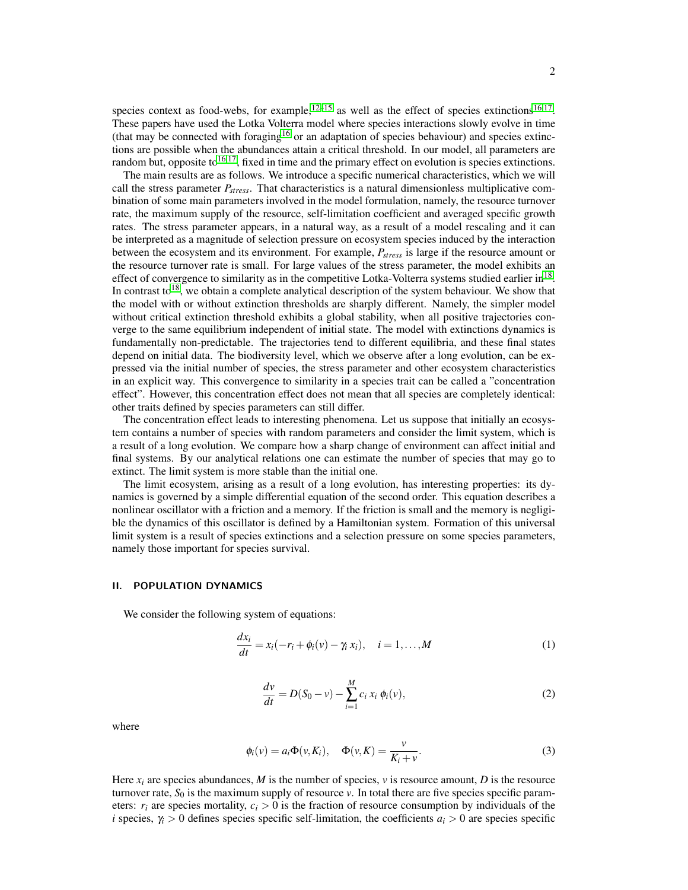species context as food-webs, for example,[12–15] as well as the effect of species extinctions[16,17]. These papers have used the Lotka Volterra model where species interactions slowly evolve in time (that may be connected with foraging[16] or an adaptation of species behaviour) and species extinctions are possible when the abundances attain a critical threshold. In our model, all parameters are random but, opposite to[16,17], fixed in time and the primary effect on evolution is species extinctions.

The main results are as follows. We introduce a specific numerical characteristics, which we will call the stress parameter $P_{stress}$. That characteristics is a natural dimensionless multiplicative combination of some main parameters involved in the model formulation, namely, the resource turnover rate, the maximum supply of the resource, self-limitation coefficient and averaged specific growth rates. The stress parameter appears, in a natural way, as a result of a model rescaling and it can be interpreted as a magnitude of selection pressure on ecosystem species induced by the interaction between the ecosystem and its environment. For example, $P_{stress}$ is large if the resource amount or the resource turnover rate is small. For large values of the stress parameter, the model exhibits an effect of convergence to similarity as in the competitive Lotka-Volterra systems studied earlier in[18]. In contrast to[18], we obtain a complete analytical description of the system behaviour. We show that the model with or without extinction thresholds are sharply different. Namely, the simpler model without critical extinction threshold exhibits a global stability, when all positive trajectories converge to the same equilibrium independent of initial state. The model with extinctions dynamics is fundamentally non-predictable. The trajectories tend to different equilibria, and these final states depend on initial data. The biodiversity level, which we observe after a long evolution, can be expressed via the initial number of species, the stress parameter and other ecosystem characteristics in an explicit way. This convergence to similarity in a species trait can be called a "concentration effect". However, this concentration effect does not mean that all species are completely identical: other traits defined by species parameters can still differ.

The concentration effect leads to interesting phenomena. Let us suppose that initially an ecosystem contains a number of species with random parameters and consider the limit system, which is a result of a long evolution. We compare how a sharp change of environment can affect initial and final systems. By our analytical relations one can estimate the number of species that may go to extinct. The limit system is more stable than the initial one.

The limit ecosystem, arising as a result of a long evolution, has interesting properties: its dynamics is governed by a simple differential equation of the second order. This equation describes a nonlinear oscillator with a friction and a memory. If the friction is small and the memory is negligible the dynamics of this oscillator is defined by a Hamiltonian system. Formation of this universal limit system is a result of species extinctions and a selection pressure on some species parameters, namely those important for species survival.

## II. POPULATION DYNAMICS

We consider the following system of equations:

$$\frac{dx_i}{dt} = x_i(-r_i + \phi_i(v) - \gamma_i\, x_i), \quad i = 1, \dots, M \tag{1}$$

$$\frac{dv}{dt} = D(S_0 - v) - \sum_{i=1}^{M} c_i\, x_i\, \phi_i(v), \tag{2}$$

where

$$\phi_i(v) = a_i \Phi(v, K_i), \quad \Phi(v, K) = \frac{v}{K_i + v}. \tag{3}$$

Here $x_i$ are species abundances, $M$ is the number of species, $v$ is resource amount, $D$ is the resource turnover rate, $S_0$ is the maximum supply of resource $v$. In total there are five species specific parameters: $r_i$ are species mortality, $c_i > 0$ is the fraction of resource consumption by individuals of the $i$ species, $\gamma_i > 0$ defines species specific self-limitation, the coefficients $a_i > 0$ are species specific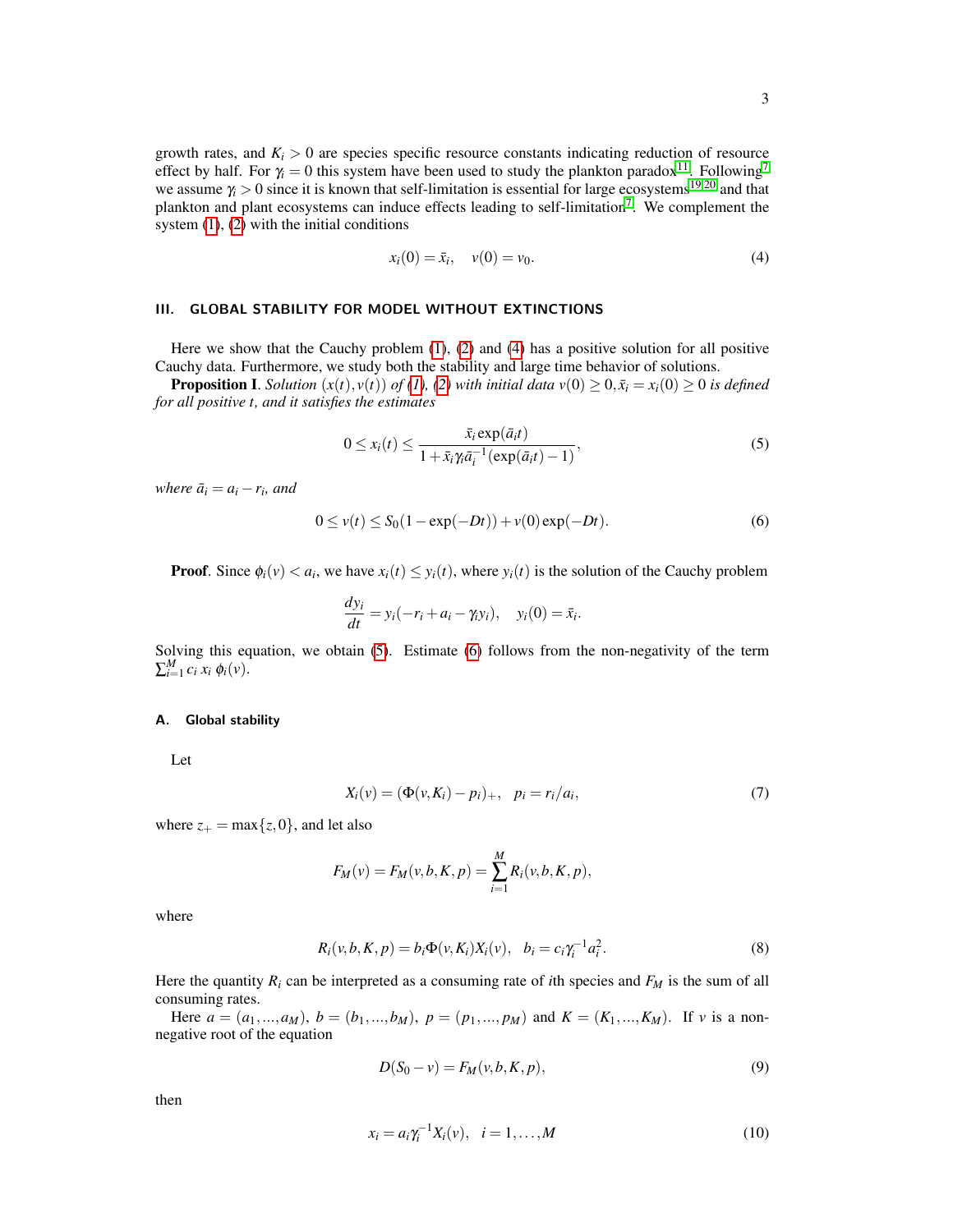growth rates, and $K_i > 0$ are species specific resource constants indicating reduction of resource effect by half. For $\gamma_i = 0$ this system have been used to study the plankton paradox[11]. Following[7] we assume $\gamma_i > 0$ since it is known that self-limitation is essential for large ecosystems[19,20] and that plankton and plant ecosystems can induce effects leading to self-limitation[7]. We complement the system (1), (2) with the initial conditions

$$x_i(0) = \bar{x}_i, \quad v(0) = v_0. \tag{4}$$

## III. GLOBAL STABILITY FOR MODEL WITHOUT EXTINCTIONS

Here we show that the Cauchy problem (1), (2) and (4) has a positive solution for all positive Cauchy data. Furthermore, we study both the stability and large time behavior of solutions.

**Proposition I**. *Solution $(x(t), v(t))$ of (1), (2) with initial data $v(0) \geq 0, \bar{x}_i = x_i(0) \geq 0$ is defined for all positive t, and it satisfies the estimates*

$$0 \leq x_i(t) \leq \frac{\bar{x}_i \exp(\bar{a}_i t)}{1 + \bar{x}_i \gamma_i \bar{a}_i^{-1}(\exp(\bar{a}_i t) - 1)}, \tag{5}$$

*where $\bar{a}_i = a_i - r_i$, and*

$$0 \leq v(t) \leq S_0(1 - \exp(-Dt)) + v(0)\exp(-Dt). \tag{6}$$

**Proof**. Since $\phi_i(v) < a_i$, we have $x_i(t) \leq y_i(t)$, where $y_i(t)$ is the solution of the Cauchy problem

$$\frac{dy_i}{dt} = y_i(-r_i + a_i - \gamma_i y_i), \quad y_i(0) = \bar{x}_i.$$

Solving this equation, we obtain (5). Estimate (6) follows from the non-negativity of the term $\sum_{i=1}^{M} c_i \, x_i \, \phi_i(v)$.

### A. Global stability

Let

$$X_i(v) = (\Phi(v, K_i) - p_i)_+, \quad p_i = r_i/a_i, \tag{7}$$

where $z_+ = \max\{z, 0\}$, and let also

$$F_M(v) = F_M(v, b, K, p) = \sum_{i=1}^{M} R_i(v, b, K, p),$$

where

$$R_i(v, b, K, p) = b_i \Phi(v, K_i) X_i(v), \quad b_i = c_i \gamma_i^{-1} a_i^2. \tag{8}$$

Here the quantity $R_i$ can be interpreted as a consuming rate of $i$th species and $F_M$ is the sum of all consuming rates.

Here $a = (a_1, ..., a_M)$, $b = (b_1, ..., b_M)$, $p = (p_1, ..., p_M)$ and $K = (K_1, ..., K_M)$. If $v$ is a non-negative root of the equation

$$D(S_0 - v) = F_M(v, b, K, p), \tag{9}$$

then

$$x_i = a_i \gamma_i^{-1} X_i(v), \quad i = 1, \ldots, M \tag{10}$$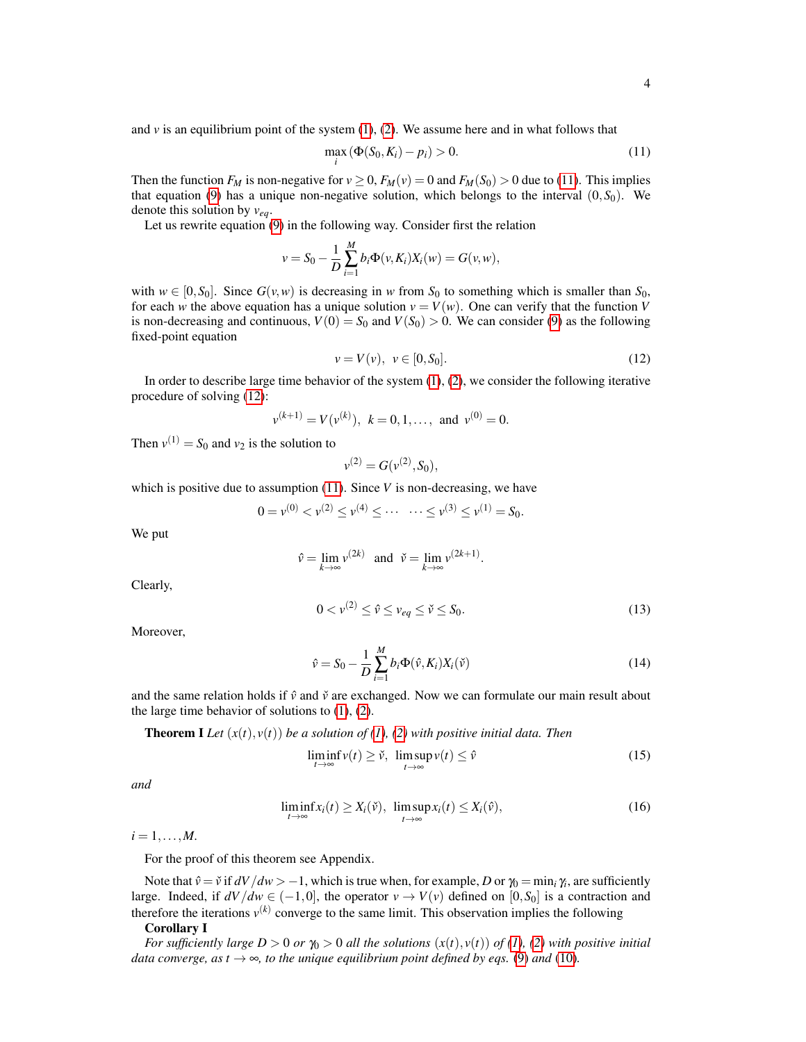and $v$ is an equilibrium point of the system (1), (2). We assume here and in what follows that

$$\max_i \left(\Phi(S_0, K_i) - p_i\right) > 0. \tag{11}$$

Then the function $F_M$ is non-negative for $v \geq 0$, $F_M(v) = 0$ and $F_M(S_0) > 0$ due to (11). This implies that equation (9) has a unique non-negative solution, which belongs to the interval $(0, S_0)$. We denote this solution by $v_{eq}$.

Let us rewrite equation (9) in the following way. Consider first the relation

$$v = S_0 - \frac{1}{D}\sum_{i=1}^{M} b_i \Phi(v, K_i) X_i(w) = G(v, w),$$

with $w \in [0, S_0]$. Since $G(v, w)$ is decreasing in $w$ from $S_0$ to something which is smaller than $S_0$, for each $w$ the above equation has a unique solution $v = V(w)$. One can verify that the function $V$ is non-decreasing and continuous, $V(0) = S_0$ and $V(S_0) > 0$. We can consider (9) as the following fixed-point equation

$$v = V(v), \ \ v \in [0, S_0]. \tag{12}$$

In order to describe large time behavior of the system (1), (2), we consider the following iterative procedure of solving (12):

$$v^{(k+1)} = V(v^{(k)}), \ \ k = 0, 1, \ldots, \ \text{ and } \ v^{(0)} = 0.$$

Then $v^{(1)} = S_0$ and $v_2$ is the solution to

$$v^{(2)} = G(v^{(2)}, S_0),$$

which is positive due to assumption (11). Since $V$ is non-decreasing, we have

$$0 = v^{(0)} < v^{(2)} \leq v^{(4)} \leq \cdots \quad \cdots \leq v^{(3)} \leq v^{(1)} = S_0.$$

We put

$$\hat{v} = \lim_{k\to\infty} v^{(2k)} \ \text{ and } \ \check{v} = \lim_{k\to\infty} v^{(2k+1)}.$$

Clearly,

$$0 < v^{(2)} \leq \hat{v} \leq v_{eq} \leq \check{v} \leq S_0. \tag{13}$$

Moreover,

$$\hat{v} = S_0 - \frac{1}{D}\sum_{i=1}^{M} b_i \Phi(\hat{v}, K_i) X_i(\check{v}) \tag{14}$$

and the same relation holds if $\hat{v}$ and $\check{v}$ are exchanged. Now we can formulate our main result about the large time behavior of solutions to (1), (2).

**Theorem I** *Let $(x(t), v(t))$ be a solution of (1), (2) with positive initial data. Then*

$$\liminf_{t\to\infty} v(t) \geq \check{v}, \ \ \limsup_{t\to\infty} v(t) \leq \hat{v} \tag{15}$$

*and*

$$\liminf_{t\to\infty} x_i(t) \geq X_i(\check{v}), \ \ \limsup_{t\to\infty} x_i(t) \leq X_i(\hat{v}), \tag{16}$$

$i = 1, \ldots, M$.

For the proof of this theorem see Appendix.

Note that $\hat{v} = \check{v}$ if $dV/dw > -1$, which is true when, for example, $D$ or $\gamma_0 = \min_i \gamma_i$, are sufficiently large. Indeed, if $dV/dw \in (-1, 0]$, the operator $v \to V(v)$ defined on $[0, S_0]$ is a contraction and therefore the iterations $v^{(k)}$ converge to the same limit. This observation implies the following

**Corollary I**

*For sufficiently large $D > 0$ or $\gamma_0 > 0$ all the solutions $(x(t), v(t))$ of (1), (2) with positive initial data converge, as $t \to \infty$, to the unique equilibrium point defined by eqs.* (9) *and* (10).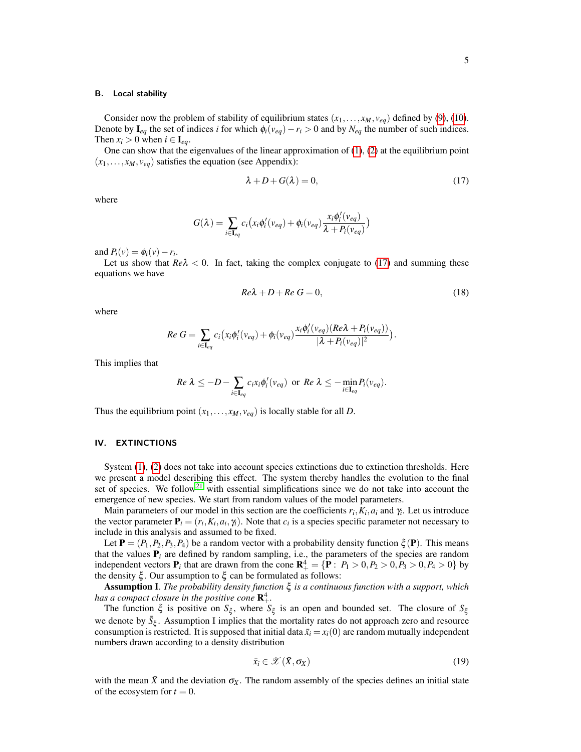### B. Local stability

Consider now the problem of stability of equilibrium states $(x_1, \ldots, x_M, v_{eq})$ defined by (9), (10). Denote by $\mathbf{I}_{eq}$ the set of indices $i$ for which $\phi_i(v_{eq}) - r_i > 0$ and by $N_{eq}$ the number of such indices. Then $x_i > 0$ when $i \in \mathbf{I}_{eq}$.

One can show that the eigenvalues of the linear approximation of (1), (2) at the equilibrium point $(x_1, \ldots, x_M, v_{eq})$ satisfies the equation (see Appendix):

$$\lambda + D + G(\lambda) = 0, \tag{17}$$

where

$$G(\lambda) = \sum_{i \in \mathbf{I}_{eq}} c_i \big( x_i \phi_i'(v_{eq}) + \phi_i(v_{eq}) \frac{x_i \phi_i'(v_{eq})}{\lambda + P_i(v_{eq})} \big)$$

and $P_i(v) = \phi_i(v) - r_i$.

Let us show that $Re\lambda < 0$. In fact, taking the complex conjugate to (17) and summing these equations we have

$$Re\lambda + D + Re\ G = 0, \tag{18}$$

where

$$Re\ G = \sum_{i \in \mathbf{I}_{eq}} c_i \big( x_i \phi_i'(v_{eq}) + \phi_i(v_{eq}) \frac{x_i \phi_i'(v_{eq})(Re\lambda + P_i(v_{eq}))}{|\lambda + P_i(v_{eq})|^2} \big).$$

This implies that

$$Re\ \lambda \leq -D - \sum_{i \in \mathbf{I}_{eq}} c_i x_i \phi_i'(v_{eq}) \ \text{ or } \ Re\ \lambda \leq -\min_{i \in \mathbf{I}_{eq}} P_i(v_{eq}).$$

Thus the equilibrium point $(x_1, \ldots, x_M, v_{eq})$ is locally stable for all $D$.

## IV. EXTINCTIONS

System (1), (2) does not take into account species extinctions due to extinction thresholds. Here we present a model describing this effect. The system thereby handles the evolution to the final set of species. We follow[21] with essential simplifications since we do not take into account the emergence of new species. We start from random values of the model parameters.

Main parameters of our model in this section are the coefficients $r_i, K_i, a_i$ and $\gamma_i$. Let us introduce the vector parameter $\mathbf{P}_i = (r_i, K_i, a_i, \gamma_i)$. Note that $c_i$ is a species specific parameter not necessary to include in this analysis and assumed to be fixed.

Let $\mathbf{P} = (P_1, P_2, P_3, P_4)$ be a random vector with a probability density function $\xi(\mathbf{P})$. This means that the values $\mathbf{P}_i$ are defined by random sampling, i.e., the parameters of the species are random independent vectors $\mathbf{P}_i$ that are drawn from the cone $\mathbf{R}_+^4 = \{\mathbf{P} : \ P_1 > 0, P_2 > 0, P_3 > 0, P_4 > 0\}$ by the density $\xi$. Our assumption to $\xi$ can be formulated as follows:

**Assumption I**. *The probability density function $\xi$ is a continuous function with a support, which has a compact closure in the positive cone $\mathbf{R}_+^4$.*

The function $\xi$ is positive on $S_\xi$, where $S_\xi$ is an open and bounded set. The closure of $S_\xi$ we denote by $\bar{S}_\xi$. Assumption I implies that the mortality rates do not approach zero and resource consumption is restricted. It is supposed that initial data $\bar{x}_i = x_i(0)$ are random mutually independent numbers drawn according to a density distribution

$$\bar{x}_i \in \mathscr{X}(\bar{X}, \sigma_X) \tag{19}$$

with the mean $\bar{X}$ and the deviation $\sigma_X$. The random assembly of the species defines an initial state of the ecosystem for $t = 0$.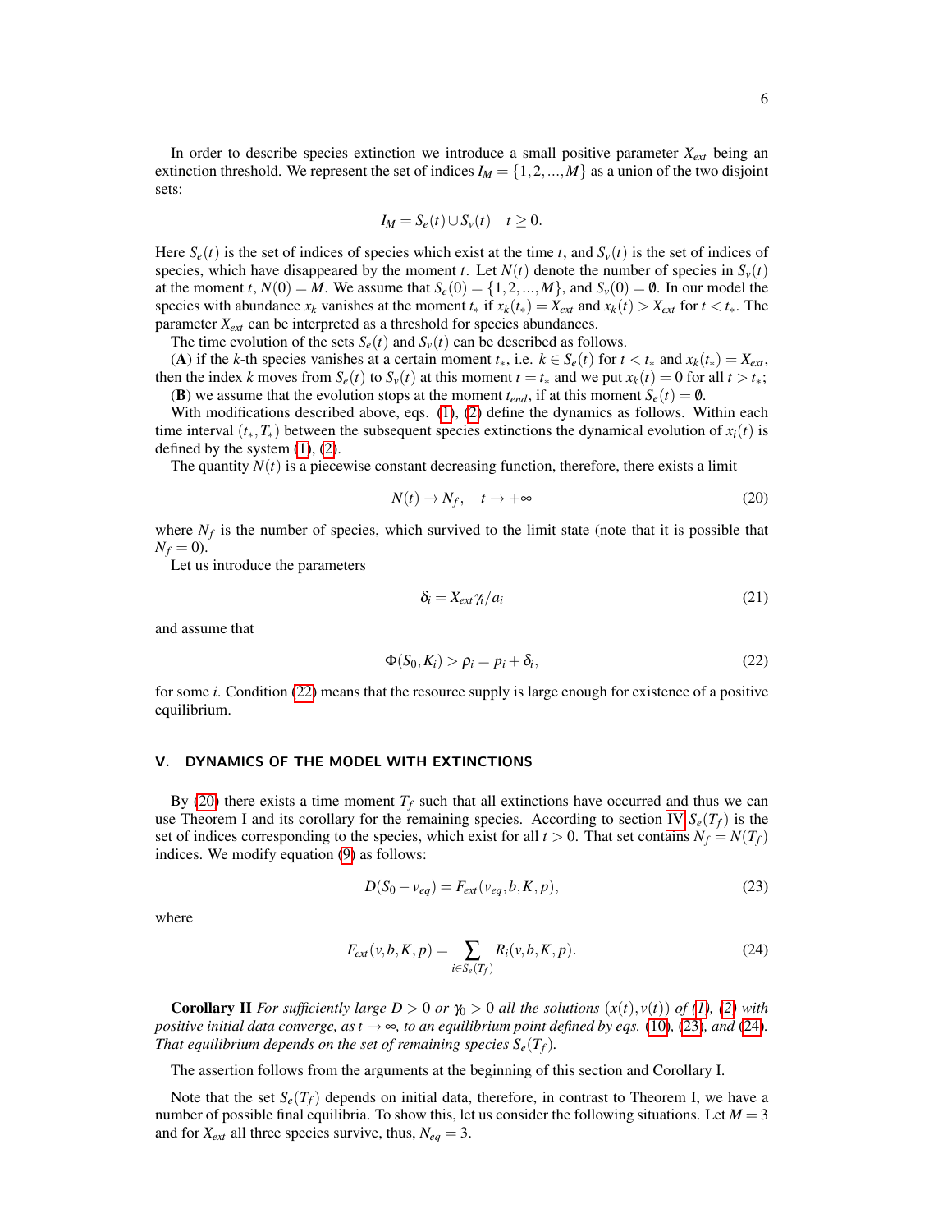In order to describe species extinction we introduce a small positive parameter $X_{ext}$ being an extinction threshold. We represent the set of indices $I_M = \{1, 2, ..., M\}$ as a union of the two disjoint sets:

$$I_M = S_e(t) \cup S_v(t) \quad t \geq 0.$$

Here $S_e(t)$ is the set of indices of species which exist at the time $t$, and $S_v(t)$ is the set of indices of species, which have disappeared by the moment $t$. Let $N(t)$ denote the number of species in $S_v(t)$ at the moment $t$, $N(0) = M$. We assume that $S_e(0) = \{1, 2, ..., M\}$, and $S_v(0) = \emptyset$. In our model the species with abundance $x_k$ vanishes at the moment $t_*$ if $x_k(t_*) = X_{ext}$ and $x_k(t) > X_{ext}$ for $t < t_*$. The parameter $X_{ext}$ can be interpreted as a threshold for species abundances.

The time evolution of the sets $S_e(t)$ and $S_v(t)$ can be described as follows.

(**A**) if the $k$-th species vanishes at a certain moment $t_*$, i.e. $k \in S_e(t)$ for $t < t_*$ and $x_k(t_*) = X_{ext}$, then the index $k$ moves from $S_e(t)$ to $S_v(t)$ at this moment $t = t_*$ and we put $x_k(t) = 0$ for all $t > t_*$;

(**B**) we assume that the evolution stops at the moment $t_{end}$, if at this moment $S_e(t) = \emptyset$.

With modifications described above, eqs. (1), (2) define the dynamics as follows. Within each time interval $(t_*, T_*)$ between the subsequent species extinctions the dynamical evolution of $x_i(t)$ is defined by the system (1), (2).

The quantity $N(t)$ is a piecewise constant decreasing function, therefore, there exists a limit

$$N(t) \to N_f, \quad t \to +\infty \tag{20}$$

where $N_f$ is the number of species, which survived to the limit state (note that it is possible that $N_f = 0$).

Let us introduce the parameters

$$\delta_i = X_{ext}\gamma_i / a_i \tag{21}$$

and assume that

$$\Phi(S_0, K_i) > \rho_i = p_i + \delta_i, \tag{22}$$

for some $i$. Condition (22) means that the resource supply is large enough for existence of a positive equilibrium.

## V. DYNAMICS OF THE MODEL WITH EXTINCTIONS

By (20) there exists a time moment $T_f$ such that all extinctions have occurred and thus we can use Theorem I and its corollary for the remaining species. According to section IV $S_e(T_f)$ is the set of indices corresponding to the species, which exist for all $t > 0$. That set contains $N_f = N(T_f)$ indices. We modify equation (9) as follows:

$$D(S_0 - v_{eq}) = F_{ext}(v_{eq}, b, K, p), \tag{23}$$

where

$$F_{ext}(v, b, K, p) = \sum_{i \in S_e(T_f)} R_i(v, b, K, p). \tag{24}$$

**Corollary II** *For sufficiently large $D > 0$ or $\gamma_0 > 0$ all the solutions $(x(t), v(t))$ of (1), (2) with positive initial data converge, as $t \to \infty$, to an equilibrium point defined by eqs. (10), (23), and (24). That equilibrium depends on the set of remaining species $S_e(T_f)$.*

The assertion follows from the arguments at the beginning of this section and Corollary I.

Note that the set $S_e(T_f)$ depends on initial data, therefore, in contrast to Theorem I, we have a number of possible final equilibria. To show this, let us consider the following situations. Let $M = 3$ and for $X_{ext}$ all three species survive, thus, $N_{eq} = 3$.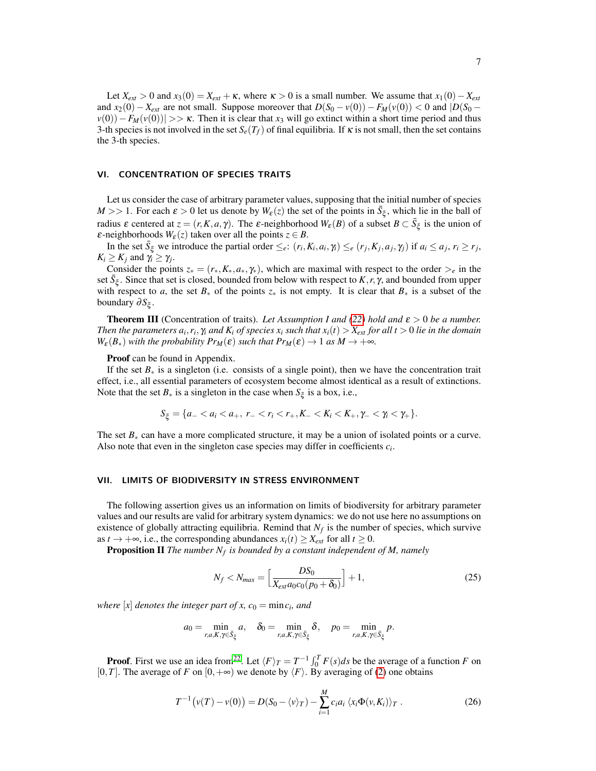Let $X_{ext} > 0$ and $x_3(0) = X_{ext} + \kappa$, where $\kappa > 0$ is a small number. We assume that $x_1(0) - X_{ext}$ and $x_2(0) - X_{ext}$ are not small. Suppose moreover that $D(S_0 - v(0)) - F_M(v(0)) < 0$ and $|D(S_0 - v(0)) - F_M(v(0))| >> \kappa$. Then it is clear that $x_3$ will go extinct within a short time period and thus 3-th species is not involved in the set $S_e(T_f)$ of final equilibria. If $\kappa$ is not small, then the set contains the 3-th species.

## VI. CONCENTRATION OF SPECIES TRAITS

Let us consider the case of arbitrary parameter values, supposing that the initial number of species $M >> 1$. For each $\varepsilon > 0$ let us denote by $W_\varepsilon(z)$ the set of the points in $\bar{S}_\xi$, which lie in the ball of radius $\varepsilon$ centered at $z = (r, K, a, \gamma)$. The $\varepsilon$-neighborhood $W_\varepsilon(B)$ of a subset $B \subset \bar{S}_\xi$ is the union of $\varepsilon$-neighborhoods $W_\varepsilon(z)$ taken over all the points $z \in B$.

In the set $\bar{S}_\xi$ we introduce the partial order $\leq_e$: $(r_i, K_i, a_i, \gamma_i) \leq_e (r_j, K_j, a_j, \gamma_j)$ if $a_i \leq a_j$, $r_i \geq r_j$, $K_i \geq K_j$ and $\gamma_i \geq \gamma_j$.

Consider the points $z_* = (r_*, K_*, a_*, \gamma_*)$, which are maximal with respect to the order $>_e$ in the set $\bar{S}_\xi$. Since that set is closed, bounded from below with respect to $K, r, \gamma$, and bounded from upper with respect to $a$, the set $B_*$ of the points $z_*$ is not empty. It is clear that $B_*$ is a subset of the boundary $\partial S_\xi$.

**Theorem III** (Concentration of traits). *Let Assumption I and (22) hold and $\varepsilon > 0$ be a number. Then the parameters $a_i, r_i, \gamma_i$ and $K_i$ of species $x_i$ such that $x_i(t) > X_{ext}$ for all $t > 0$ lie in the domain $W_\varepsilon(B_*)$ with the probability $Pr_M(\varepsilon)$ such that $Pr_M(\varepsilon) \to 1$ as $M \to +\infty$.*

**Proof** can be found in Appendix.

If the set $B_*$ is a singleton (i.e. consists of a single point), then we have the concentration trait effect, i.e., all essential parameters of ecosystem become almost identical as a result of extinctions. Note that the set $B_*$ is a singleton in the case when $S_\xi$ is a box, i.e.,

$$S_\xi = \{a_- < a_i < a_+,\ r_- < r_i < r_+, K_- < K_i < K_+, \gamma_- < \gamma_i < \gamma_+\}.$$

The set $B_*$ can have a more complicated structure, it may be a union of isolated points or a curve. Also note that even in the singleton case species may differ in coefficients $c_i$.

## VII. LIMITS OF BIODIVERSITY IN STRESS ENVIRONMENT

The following assertion gives us an information on limits of biodiversity for arbitrary parameter values and our results are valid for arbitrary system dynamics: we do not use here no assumptions on existence of globally attracting equilibria. Remind that $N_f$ is the number of species, which survive as $t \to +\infty$, i.e., the corresponding abundances $x_i(t) \geq X_{ext}$ for all $t \geq 0$.

**Proposition II** *The number $N_f$ is bounded by a constant independent of $M$, namely*

$$N_f < N_{max} = \Big[\frac{DS_0}{X_{ext} a_0 c_0 (p_0 + \delta_0)}\Big] + 1, \tag{25}$$

*where $[x]$ denotes the integer part of $x$, $c_0 = \min c_i$, and*

$$a_0 = \min_{r,a,K,\gamma \in \bar{S}_\xi} a, \quad \delta_0 = \min_{r,a,K,\gamma \in \bar{S}_\xi} \delta, \quad p_0 = \min_{r,a,K,\gamma \in \bar{S}_\xi} p.$$

**Proof**. First we use an idea from[22]. Let $\langle F \rangle_T = T^{-1} \int_0^T F(s) ds$ be the average of a function $F$ on $[0, T]$. The average of $F$ on $[0, +\infty)$ we denote by $\langle F \rangle$. By averaging of (2) one obtains

$$T^{-1}\big(v(T) - v(0)\big) = D(S_0 - \langle v \rangle_T) - \sum_{i=1}^{M} c_i a_i \ \langle x_i \Phi(v, K_i) \rangle_T \ . \tag{26}$$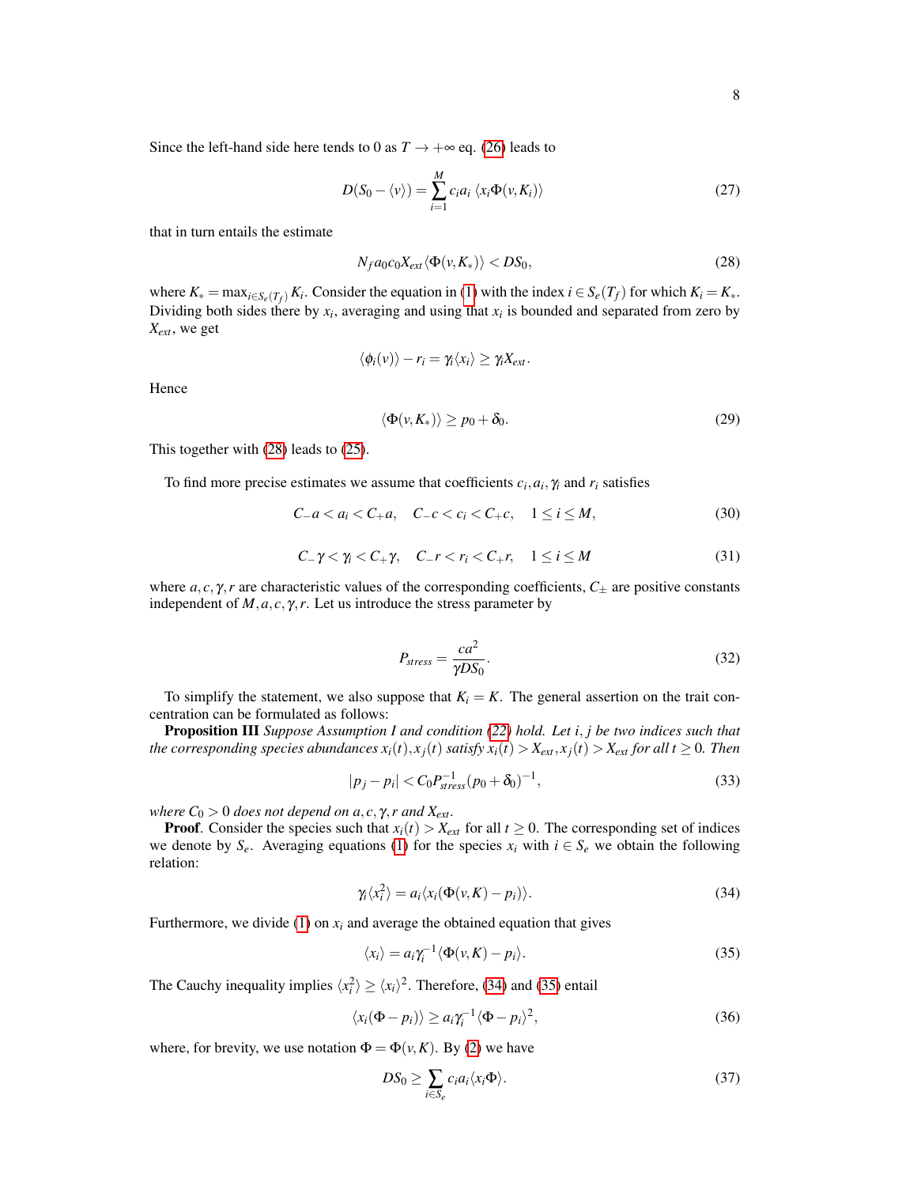Since the left-hand side here tends to 0 as $T \to +\infty$ eq. (26) leads to

$$D(S_0 - \langle v \rangle) = \sum_{i=1}^{M} c_i a_i \, \langle x_i \Phi(v, K_i) \rangle \tag{27}$$

that in turn entails the estimate

$$N_f a_0 c_0 X_{ext} \langle \Phi(v, K_*) \rangle < D S_0, \tag{28}$$

where $K_* = \max_{i \in S_e(T_f)} K_i$. Consider the equation in (1) with the index $i \in S_e(T_f)$ for which $K_i = K_*$. Dividing both sides there by $x_i$, averaging and using that $x_i$ is bounded and separated from zero by $X_{ext}$, we get

$$\langle \phi_i(v) \rangle - r_i = \gamma_i \langle x_i \rangle \geq \gamma_i X_{ext}.$$

Hence

$$\langle \Phi(v, K_*) \rangle \geq p_0 + \delta_0. \tag{29}$$

This together with (28) leads to (25).

To find more precise estimates we assume that coefficients $c_i, a_i, \gamma_i$ and $r_i$ satisfies

$$C_- a < a_i < C_+ a, \quad C_- c < c_i < C_+ c, \quad 1 \leq i \leq M, \tag{30}$$

$$C_- \gamma < \gamma_i < C_+ \gamma, \quad C_- r < r_i < C_+ r, \quad 1 \leq i \leq M \tag{31}$$

where $a, c, \gamma, r$ are characteristic values of the corresponding coefficients, $C_\pm$ are positive constants independent of $M, a, c, \gamma, r$. Let us introduce the stress parameter by

$$P_{stress} = \frac{c a^2}{\gamma D S_0}. \tag{32}$$

To simplify the statement, we also suppose that $K_i = K$. The general assertion on the trait concentration can be formulated as follows:

**Proposition III** *Suppose Assumption I and condition (22) hold. Let $i, j$ be two indices such that the corresponding species abundances $x_i(t), x_j(t)$ satisfy $x_i(t) > X_{ext}, x_j(t) > X_{ext}$ for all $t \geq 0$. Then*

$$|p_j - p_i| < C_0 P_{stress}^{-1} (p_0 + \delta_0)^{-1}, \tag{33}$$

*where $C_0 > 0$ does not depend on $a, c, \gamma, r$ and $X_{ext}$.*

**Proof**. Consider the species such that $x_i(t) > X_{ext}$ for all $t \geq 0$. The corresponding set of indices we denote by $S_e$. Averaging equations (1) for the species $x_i$ with $i \in S_e$ we obtain the following relation:

$$\gamma_i \langle x_i^2 \rangle = a_i \langle x_i (\Phi(v, K) - p_i) \rangle. \tag{34}$$

Furthermore, we divide (1) on $x_i$ and average the obtained equation that gives

$$\langle x_i \rangle = a_i \gamma_i^{-1} \langle \Phi(v, K) - p_i \rangle. \tag{35}$$

The Cauchy inequality implies $\langle x_i^2 \rangle \geq \langle x_i \rangle^2$. Therefore, (34) and (35) entail

$$\langle x_i (\Phi - p_i) \rangle \geq a_i \gamma_i^{-1} \langle \Phi - p_i \rangle^2, \tag{36}$$

where, for brevity, we use notation $\Phi = \Phi(v, K)$. By (2) we have

$$D S_0 \geq \sum_{i \in S_e} c_i a_i \langle x_i \Phi \rangle. \tag{37}$$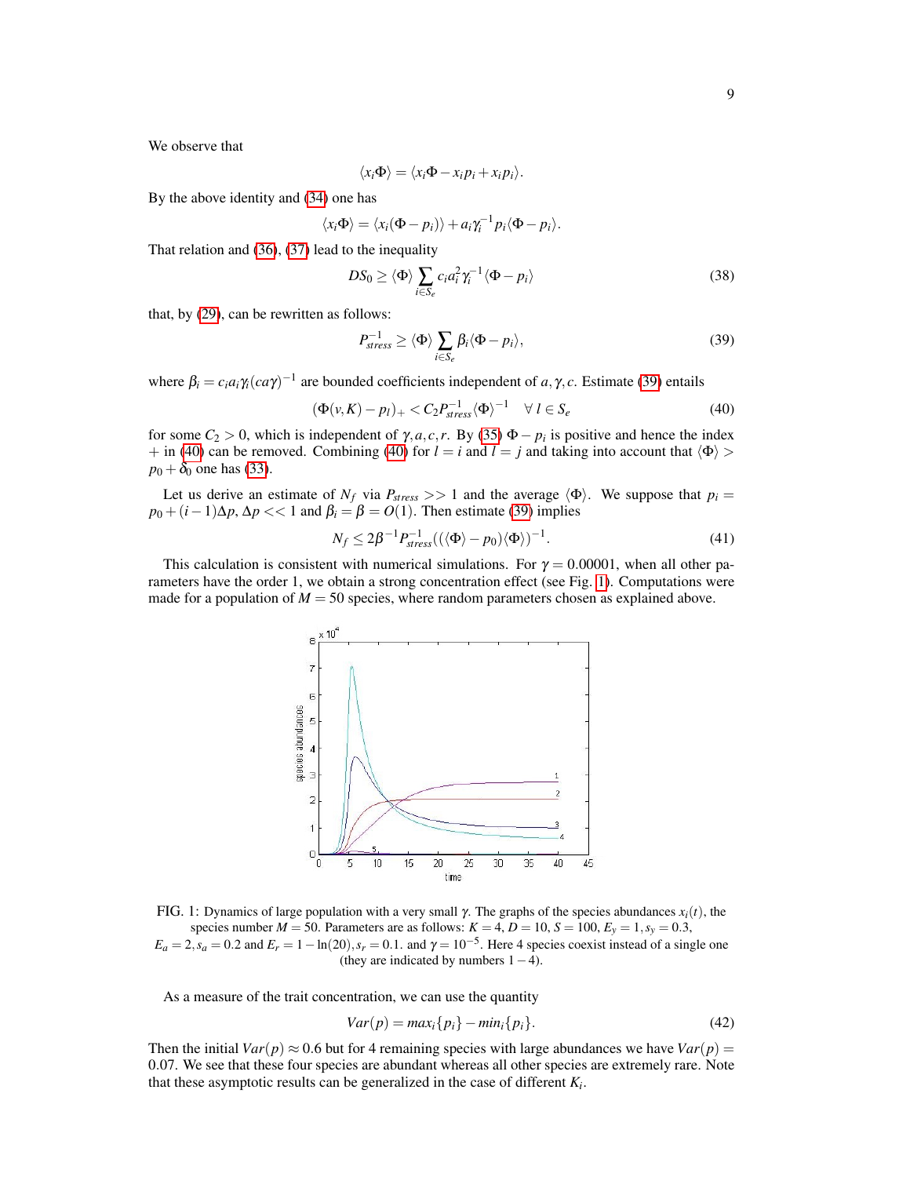We observe that

$$\langle x_i \Phi \rangle = \langle x_i \Phi - x_i p_i + x_i p_i \rangle.$$

By the above identity and (34) one has

$$\langle x_i \Phi \rangle = \langle x_i(\Phi - p_i) \rangle + a_i \gamma_i^{-1} p_i \langle \Phi - p_i \rangle.$$

That relation and (36), (37) lead to the inequality

$$DS_0 \geq \langle \Phi \rangle \sum_{i \in S_e} c_i a_i^2 \gamma_i^{-1} \langle \Phi - p_i \rangle \tag{38}$$

that, by (29), can be rewritten as follows:

$$P_{stress}^{-1} \geq \langle \Phi \rangle \sum_{i \in S_e} \beta_i \langle \Phi - p_i \rangle, \tag{39}$$

where $\beta_i = c_i a_i \gamma_i (c a \gamma)^{-1}$ are bounded coefficients independent of $a, \gamma, c$. Estimate (39) entails

$$(\Phi(v, K) - p_l)_+ < C_2 P_{stress}^{-1} \langle \Phi \rangle^{-1} \quad \forall \, l \in S_e \tag{40}$$

for some $C_2 > 0$, which is independent of $\gamma, a, c, r$. By (35) $\Phi - p_i$ is positive and hence the index $+$ in (40) can be removed. Combining (40) for $l = i$ and $l = j$ and taking into account that $\langle \Phi \rangle > p_0 + \delta_0$ one has (33).

Let us derive an estimate of $N_f$ via $P_{stress} >> 1$ and the average $\langle \Phi \rangle$. We suppose that $p_i = p_0 + (i-1)\Delta p$, $\Delta p << 1$ and $\beta_i = \beta = O(1)$. Then estimate (39) implies

$$N_f \leq 2\beta^{-1} P_{stress}^{-1} ((\langle \Phi \rangle - p_0) \langle \Phi \rangle)^{-1}. \tag{41}$$

This calculation is consistent with numerical simulations. For $\gamma = 0.00001$, when all other parameters have the order 1, we obtain a strong concentration effect (see Fig. 1). Computations were made for a population of $M = 50$ species, where random parameters chosen as explained above.

FIG. 1: Dynamics of large population with a very small $\gamma$. The graphs of the species abundances $x_i(t)$, the species number $M = 50$. Parameters are as follows: $K = 4$, $D = 10$, $S = 100$, $E_y = 1$, $s_y = 0.3$, $E_a = 2$, $s_a = 0.2$ and $E_r = 1 - \ln(20)$, $s_r = 0.1$. and $\gamma = 10^{-5}$. Here 4 species coexist instead of a single one (they are indicated by numbers $1-4$).

As a measure of the trait concentration, we can use the quantity

$$Var(p) = max_i\{p_i\} - min_i\{p_i\}. \tag{42}$$

Then the initial $Var(p) \approx 0.6$ but for 4 remaining species with large abundances we have $Var(p) = 0.07$. We see that these four species are abundant whereas all other species are extremely rare. Note that these asymptotic results can be generalized in the case of different $K_i$.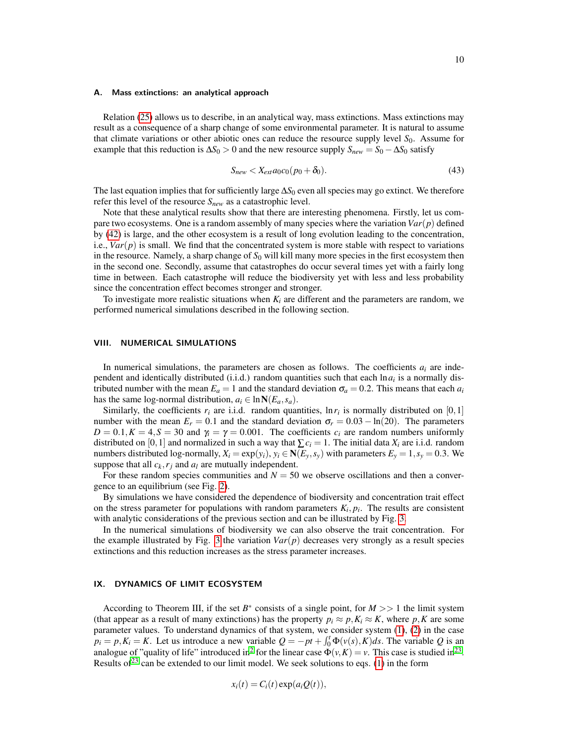### A. Mass extinctions: an analytical approach

Relation (25) allows us to describe, in an analytical way, mass extinctions. Mass extinctions may result as a consequence of a sharp change of some environmental parameter. It is natural to assume that climate variations or other abiotic ones can reduce the resource supply level $S_0$. Assume for example that this reduction is $\Delta S_0 > 0$ and the new resource supply $S_{new} = S_0 - \Delta S_0$ satisfy

$$S_{new} < X_{ext} a_0 c_0 (p_0 + \delta_0). \tag{43}$$

The last equation implies that for sufficiently large $\Delta S_0$ even all species may go extinct. We therefore refer this level of the resource $S_{new}$ as a catastrophic level.

Note that these analytical results show that there are interesting phenomena. Firstly, let us compare two ecosystems. One is a random assembly of many species where the variation $Var(p)$ defined by (42) is large, and the other ecosystem is a result of long evolution leading to the concentration, i.e., $Var(p)$ is small. We find that the concentrated system is more stable with respect to variations in the resource. Namely, a sharp change of $S_0$ will kill many more species in the first ecosystem then in the second one. Secondly, assume that catastrophes do occur several times yet with a fairly long time in between. Each catastrophe will reduce the biodiversity yet with less and less probability since the concentration effect becomes stronger and stronger.

To investigate more realistic situations when $K_i$ are different and the parameters are random, we performed numerical simulations described in the following section.

## VIII. NUMERICAL SIMULATIONS

In numerical simulations, the parameters are chosen as follows. The coefficients $a_i$ are independent and identically distributed (i.i.d.) random quantities such that each $\ln a_i$ is a normally distributed number with the mean $E_a = 1$ and the standard deviation $\sigma_a = 0.2$. This means that each $a_i$ has the same log-normal distribution, $a_i \in \ln \mathbf{N}(E_a, s_a)$.

Similarly, the coefficients $r_i$ are i.i.d. random quantities, $\ln r_i$ is normally distributed on $[0, 1]$ number with the mean $E_r = 0.1$ and the standard deviation $\sigma_r = 0.03 - \ln(20)$. The parameters $D = 0.1, K = 4, S = 30$ and $\gamma_i = \gamma = 0.001$. The coefficients $c_i$ are random numbers uniformly distributed on $[0, 1]$ and normalized in such a way that $\sum c_i = 1$. The initial data $X_i$ are i.i.d. random numbers distributed log-normally, $X_i = \exp(y_i)$, $y_i \in \mathbf{N}(E_y, s_y)$ with parameters $E_y = 1, s_y = 0.3$. We suppose that all $c_k, r_j$ and $a_l$ are mutually independent.

For these random species communities and $N = 50$ we observe oscillations and then a convergence to an equilibrium (see Fig. 2).

By simulations we have considered the dependence of biodiversity and concentration trait effect on the stress parameter for populations with random parameters $K_i, p_i$. The results are consistent with analytic considerations of the previous section and can be illustrated by Fig. 3.

In the numerical simulations of biodiversity we can also observe the trait concentration. For the example illustrated by Fig. 3 the variation $Var(p)$ decreases very strongly as a result species extinctions and this reduction increases as the stress parameter increases.

## IX. DYNAMICS OF LIMIT ECOSYSTEM

According to Theorem III, if the set $B^*$ consists of a single point, for $M >> 1$ the limit system (that appear as a result of many extinctions) has the property $p_i \approx p, K_i \approx K$, where $p, K$ are some parameter values. To understand dynamics of that system, we consider system (1), (2) in the case $p_i = p, K_i = K$. Let us introduce a new variable $Q = -pt + \int_0^t \Phi(v(s), K) ds$. The variable $Q$ is an analogue of "quality of life" introduced in[2] for the linear case $\Phi(v, K) = v$. This case is studied in[23]. Results of[23] can be extended to our limit model. We seek solutions to eqs. (1) in the form

$$x_i(t) = C_i(t) \exp(a_i Q(t)),$$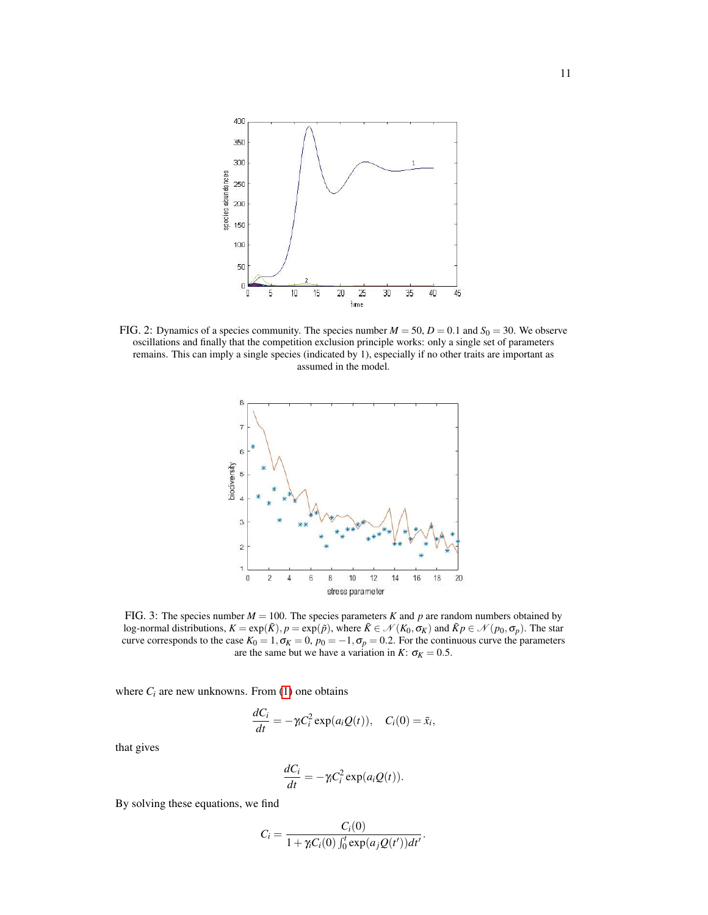FIG. 2: Dynamics of a species community. The species number $M = 50$, $D = 0.1$ and $S_0 = 30$. We observe oscillations and finally that the competition exclusion principle works: only a single set of parameters remains. This can imply a single species (indicated by 1), especially if no other traits are important as assumed in the model.

FIG. 3: The species number $M = 100$. The species parameters $K$ and $p$ are random numbers obtained by log-normal distributions, $K = \exp(\tilde{K}), p = \exp(\tilde{p})$, where $\tilde{K} \in \mathcal{N}(K_0, \sigma_K)$ and $\tilde{K}p \in \mathcal{N}(p_0, \sigma_p)$. The star curve corresponds to the case $K_0 = 1, \sigma_K = 0$, $p_0 = -1, \sigma_p = 0.2$. For the continuous curve the parameters are the same but we have a variation in $K$: $\sigma_K = 0.5$.

where $C_i$ are new unknowns. From (1) one obtains

$$\frac{dC_i}{dt} = -\gamma_i C_i^2 \exp(a_i Q(t)), \quad C_i(0) = \bar{x}_i,$$

that gives

$$\frac{dC_i}{dt} = -\gamma_i C_i^2 \exp(a_i Q(t)).$$

By solving these equations, we find

$$C_i = \frac{C_i(0)}{1 + \gamma_i C_i(0) \int_0^t \exp(a_j Q(t'))dt'}.$$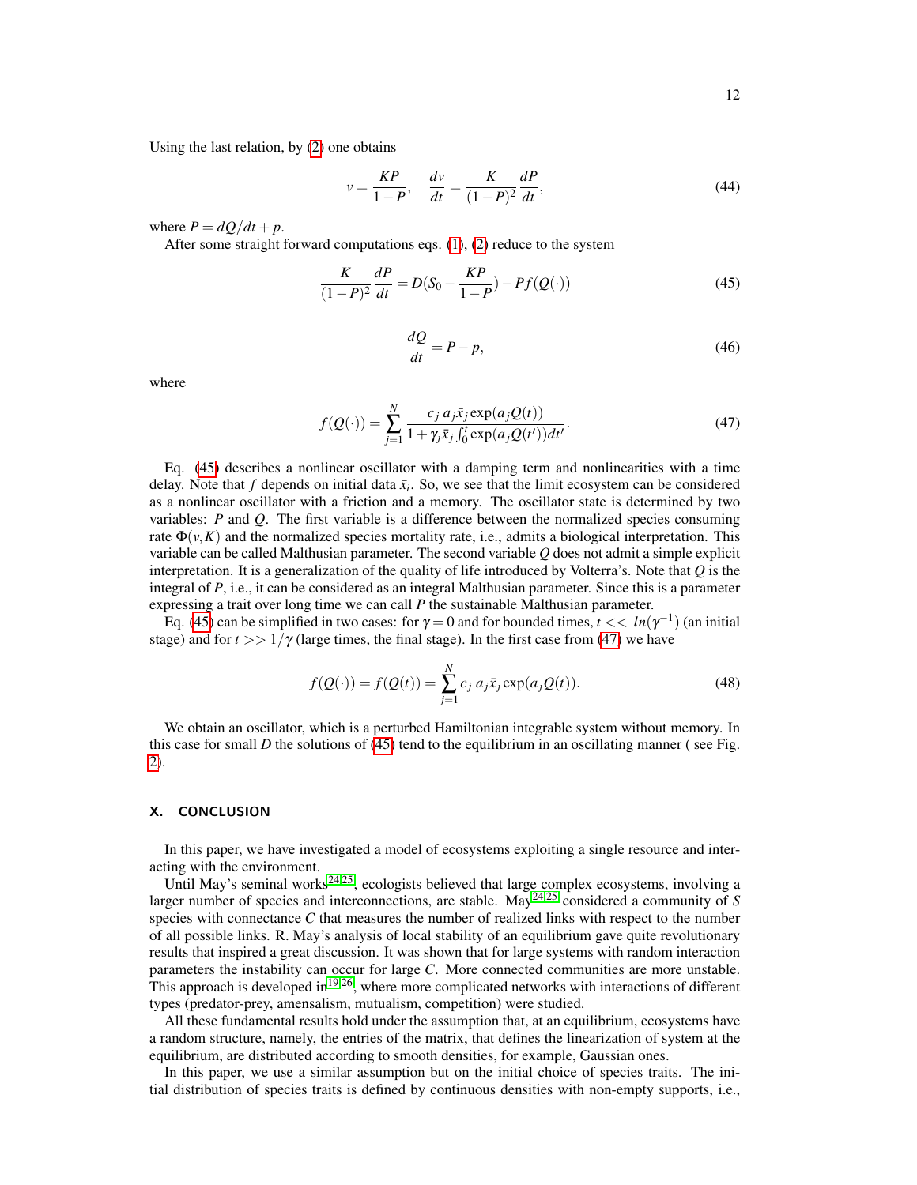Using the last relation, by (2) one obtains

$$v = \frac{KP}{1-P}, \quad \frac{dv}{dt} = \frac{K}{(1-P)^2}\frac{dP}{dt}, \tag{44}$$

where $P = dQ/dt + p$.

After some straight forward computations eqs. (1), (2) reduce to the system

$$\frac{K}{(1-P)^2}\frac{dP}{dt} = D(S_0 - \frac{KP}{1-P}) - Pf(Q(\cdot)) \tag{45}$$

$$\frac{dQ}{dt} = P - p, \tag{46}$$

where

$$f(Q(\cdot)) = \sum_{j=1}^{N} \frac{c_j\, a_j \bar{x}_j \exp(a_j Q(t))}{1 + \gamma_j \bar{x}_j \int_0^t \exp(a_j Q(t'))dt'}. \tag{47}$$

Eq. (45) describes a nonlinear oscillator with a damping term and nonlinearities with a time delay. Note that $f$ depends on initial data $\bar{x}_i$. So, we see that the limit ecosystem can be considered as a nonlinear oscillator with a friction and a memory. The oscillator state is determined by two variables: $P$ and $Q$. The first variable is a difference between the normalized species consuming rate $\Phi(v,K)$ and the normalized species mortality rate, i.e., admits a biological interpretation. This variable can be called Malthusian parameter. The second variable $Q$ does not admit a simple explicit interpretation. It is a generalization of the quality of life introduced by Volterra's. Note that $Q$ is the integral of $P$, i.e., it can be considered as an integral Malthusian parameter. Since this is a parameter expressing a trait over long time we can call $P$ the sustainable Malthusian parameter.

Eq. (45) can be simplified in two cases: for $\gamma = 0$ and for bounded times, $t << ln(\gamma^{-1})$ (an initial stage) and for $t >> 1/\gamma$ (large times, the final stage). In the first case from (47) we have

$$f(Q(\cdot)) = f(Q(t)) = \sum_{j=1}^{N} c_j\, a_j \bar{x}_j \exp(a_j Q(t)). \tag{48}$$

We obtain an oscillator, which is a perturbed Hamiltonian integrable system without memory. In this case for small $D$ the solutions of (45) tend to the equilibrium in an oscillating manner ( see Fig. 2).

## X. CONCLUSION

In this paper, we have investigated a model of ecosystems exploiting a single resource and interacting with the environment.

Until May's seminal works[24,25], ecologists believed that large complex ecosystems, involving a larger number of species and interconnections, are stable. May[24,25] considered a community of $S$ species with connectance $C$ that measures the number of realized links with respect to the number of all possible links. R. May's analysis of local stability of an equilibrium gave quite revolutionary results that inspired a great discussion. It was shown that for large systems with random interaction parameters the instability can occur for large $C$. More connected communities are more unstable. This approach is developed in[19,26], where more complicated networks with interactions of different types (predator-prey, amensalism, mutualism, competition) were studied.

All these fundamental results hold under the assumption that, at an equilibrium, ecosystems have a random structure, namely, the entries of the matrix, that defines the linearization of system at the equilibrium, are distributed according to smooth densities, for example, Gaussian ones.

In this paper, we use a similar assumption but on the initial choice of species traits. The initial distribution of species traits is defined by continuous densities with non-empty supports, i.e.,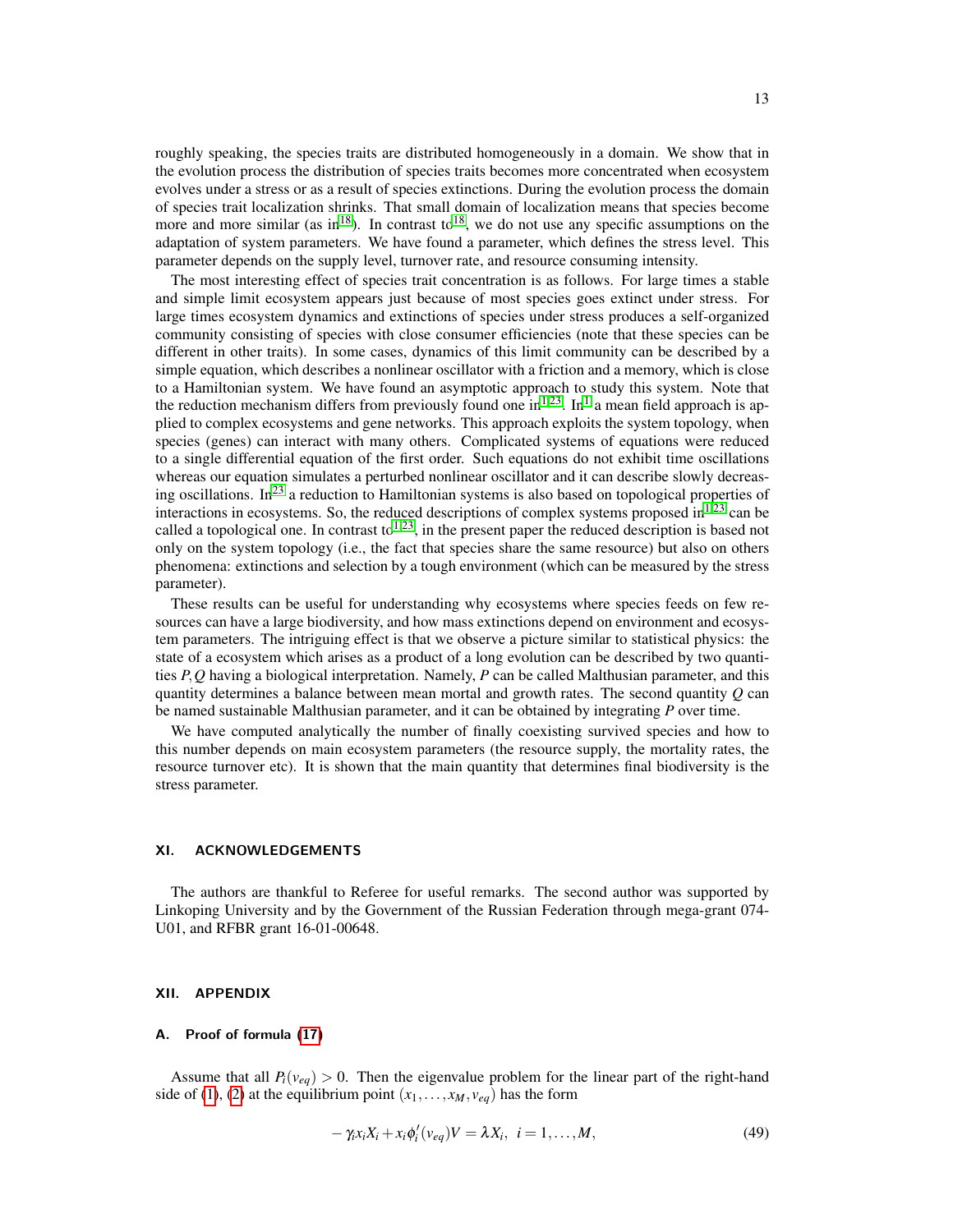roughly speaking, the species traits are distributed homogeneously in a domain. We show that in the evolution process the distribution of species traits becomes more concentrated when ecosystem evolves under a stress or as a result of species extinctions. During the evolution process the domain of species trait localization shrinks. That small domain of localization means that species become more and more similar (as in[18]). In contrast to[18], we do not use any specific assumptions on the adaptation of system parameters. We have found a parameter, which defines the stress level. This parameter depends on the supply level, turnover rate, and resource consuming intensity.

The most interesting effect of species trait concentration is as follows. For large times a stable and simple limit ecosystem appears just because of most species goes extinct under stress. For large times ecosystem dynamics and extinctions of species under stress produces a self-organized community consisting of species with close consumer efficiencies (note that these species can be different in other traits). In some cases, dynamics of this limit community can be described by a simple equation, which describes a nonlinear oscillator with a friction and a memory, which is close to a Hamiltonian system. We have found an asymptotic approach to study this system. Note that the reduction mechanism differs from previously found one in[1,23]. In[1] a mean field approach is applied to complex ecosystems and gene networks. This approach exploits the system topology, when species (genes) can interact with many others. Complicated systems of equations were reduced to a single differential equation of the first order. Such equations do not exhibit time oscillations whereas our equation simulates a perturbed nonlinear oscillator and it can describe slowly decreasing oscillations. In[23] a reduction to Hamiltonian systems is also based on topological properties of interactions in ecosystems. So, the reduced descriptions of complex systems proposed in[1,23] can be called a topological one. In contrast to[1,23], in the present paper the reduced description is based not only on the system topology (i.e., the fact that species share the same resource) but also on others phenomena: extinctions and selection by a tough environment (which can be measured by the stress parameter).

These results can be useful for understanding why ecosystems where species feeds on few resources can have a large biodiversity, and how mass extinctions depend on environment and ecosystem parameters. The intriguing effect is that we observe a picture similar to statistical physics: the state of a ecosystem which arises as a product of a long evolution can be described by two quantities $P, Q$ having a biological interpretation. Namely, $P$ can be called Malthusian parameter, and this quantity determines a balance between mean mortal and growth rates. The second quantity $Q$ can be named sustainable Malthusian parameter, and it can be obtained by integrating $P$ over time.

We have computed analytically the number of finally coexisting survived species and how to this number depends on main ecosystem parameters (the resource supply, the mortality rates, the resource turnover etc). It is shown that the main quantity that determines final biodiversity is the stress parameter.

## XI. ACKNOWLEDGEMENTS

The authors are thankful to Referee for useful remarks. The second author was supported by Linkoping University and by the Government of the Russian Federation through mega-grant 074-U01, and RFBR grant 16-01-00648.

## XII. APPENDIX

### A. Proof of formula (17)

Assume that all $P_i(v_{eq}) > 0$. Then the eigenvalue problem for the linear part of the right-hand side of (1), (2) at the equilibrium point $(x_1, \dots, x_M, v_{eq})$ has the form

$$-\gamma_i x_i X_i + x_i \phi_i'(v_{eq}) V = \lambda X_i, \;\; i = 1, \dots, M, \tag{49}$$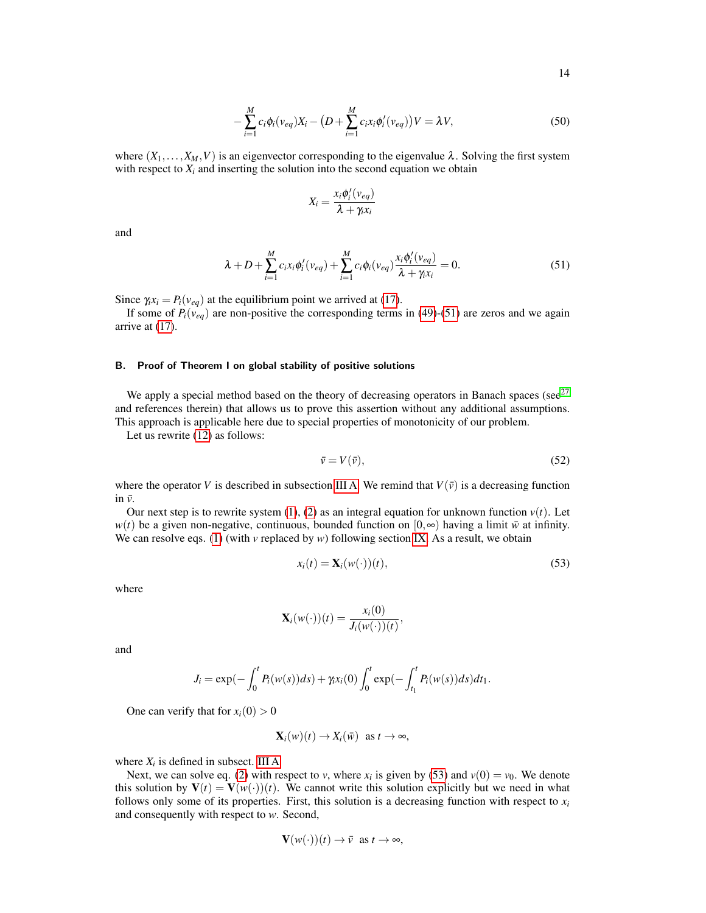$$
-\sum_{i=1}^{M} c_i \phi_i(v_{eq}) X_i - \big(D + \sum_{i=1}^{M} c_i x_i \phi_i'(v_{eq})\big) V = \lambda V, \tag{50}
$$

where $(X_1, \ldots, X_M, V)$ is an eigenvector corresponding to the eigenvalue $\lambda$. Solving the first system with respect to $X_i$ and inserting the solution into the second equation we obtain

$$
X_i = \frac{x_i \phi_i'(v_{eq})}{\lambda + \gamma_i x_i}
$$

and

$$
\lambda + D + \sum_{i=1}^{M} c_i x_i \phi_i'(v_{eq}) + \sum_{i=1}^{M} c_i \phi_i(v_{eq}) \frac{x_i \phi_i'(v_{eq})}{\lambda + \gamma_i x_i} = 0. \tag{51}
$$

Since $\gamma_i x_i = P_i(v_{eq})$ at the equilibrium point we arrived at (17).

If some of $P_i(v_{eq})$ are non-positive the corresponding terms in (49)-(51) are zeros and we again arrive at (17).

### B. Proof of Theorem I on global stability of positive solutions

We apply a special method based on the theory of decreasing operators in Banach spaces (see[27] and references therein) that allows us to prove this assertion without any additional assumptions. This approach is applicable here due to special properties of monotonicity of our problem.

Let us rewrite (12) as follows:

$$
\bar{v} = V(\bar{v}), \tag{52}
$$

where the operator $V$ is described in subsection III A. We remind that $V(\bar{v})$ is a decreasing function in $\bar{v}$.

Our next step is to rewrite system (1), (2) as an integral equation for unknown function $v(t)$. Let $w(t)$ be a given non-negative, continuous, bounded function on $[0, \infty)$ having a limit $\bar{w}$ at infinity. We can resolve eqs. (1) (with $v$ replaced by $w$) following section IX. As a result, we obtain

$$
x_i(t) = \mathbf{X}_i(w(\cdot))(t), \tag{53}
$$

where

$$
\mathbf{X}_i(w(\cdot))(t) = \frac{x_i(0)}{J_i(w(\cdot))(t)},
$$

and

$$
J_i = \exp\Big(-\int_0^t P_i(w(s))ds\Big) + \gamma_i x_i(0) \int_0^t \exp\Big(-\int_{t_1}^t P_i(w(s))ds\Big)dt_1.
$$

One can verify that for $x_i(0) > 0$

$$
\mathbf{X}_i(w)(t) \to X_i(\bar{w}) \quad \text{as } t \to \infty,
$$

where $X_i$ is defined in subsect. III A.

Next, we can solve eq. (2) with respect to $v$, where $x_i$ is given by (53) and $v(0) = v_0$. We denote this solution by $\mathbf{V}(t) = \mathbf{V}(w(\cdot))(t)$. We cannot write this solution explicitly but we need in what follows only some of its properties. First, this solution is a decreasing function with respect to $x_i$ and consequently with respect to $w$. Second,

$$
\mathbf{V}(w(\cdot))(t) \to \bar{v} \quad \text{as } t \to \infty,
$$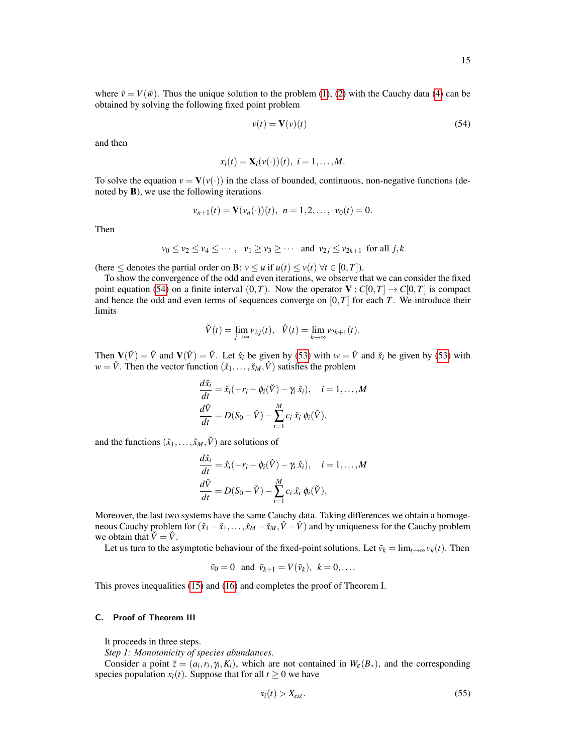where $\bar{v} = V(\bar{w})$. Thus the unique solution to the problem (1), (2) with the Cauchy data (4) can be obtained by solving the following fixed point problem

$$v(t) = \mathbf{V}(v)(t) \tag{54}$$

and then

$$x_i(t) = \mathbf{X}_i(v(\cdot))(t), \; i = 1, \ldots, M.$$

To solve the equation $v = \mathbf{V}(v(\cdot))$ in the class of bounded, continuous, non-negative functions (denoted by $\mathbf{B}$), we use the following iterations

$$v_{n+1}(t) = \mathbf{V}(v_n(\cdot))(t), \; n = 1, 2, \ldots, \; v_0(t) = 0.$$

Then

$$v_0 \le v_2 \le v_4 \le \cdots, \quad v_1 \ge v_3 \ge \cdots \quad \text{and} \quad v_{2j} \le v_{2k+1} \quad \text{for all } j,k$$

(here $\le$ denotes the partial order on $\mathbf{B}$: $v \le u$ if $u(t) \le v(t)$ $\forall t \in [0,T]$).

To show the convergence of the odd and even iterations, we observe that we can consider the fixed point equation (54) on a finite interval $(0,T)$. Now the operator $\mathbf{V} : C[0,T] \to C[0,T]$ is compact and hence the odd and even terms of sequences converge on $[0,T]$ for each $T$. We introduce their limits

$$\check{V}(t) = \lim_{j \to \infty} v_{2j}(t), \quad \hat{V}(t) = \lim_{k \to \infty} v_{2k+1}(t).$$

Then $\mathbf{V}(\check{V}) = \hat{V}$ and $\mathbf{V}(\hat{V}) = \check{V}$. Let $\hat{x}_i$ be given by (53) with $w = \hat{V}$ and $\check{x}_i$ be given by (53) with $w = \check{V}$. Then the vector function $(\check{x}_1, \ldots, \check{x}_M, \hat{V})$ satisfies the problem

$$\frac{d\check{x}_i}{dt} = \check{x}_i(-r_i + \phi_i(\check{V}) - \gamma_i \, \check{x}_i), \quad i = 1, \ldots, M$$
$$\frac{d\hat{V}}{dt} = D(S_0 - \hat{V}) - \sum_{i=1}^{M} c_i \, \check{x}_i \, \phi_i(\hat{V}),$$

and the functions $(\hat{x}_1, \ldots, \hat{x}_M, \check{V})$ are solutions of

$$\frac{d\hat{x}_i}{dt} = \hat{x}_i(-r_i + \phi_i(\hat{V}) - \gamma_i \, \hat{x}_i), \quad i = 1, \ldots, M$$
$$\frac{d\check{V}}{dt} = D(S_0 - \check{V}) - \sum_{i=1}^{M} c_i \, \hat{x}_i \, \phi_i(\check{V}),$$

Moreover, the last two systems have the same Cauchy data. Taking differences we obtain a homogeneous Cauchy problem for $(\hat{x}_1 - \check{x}_1, \ldots, \hat{x}_M - \check{x}_M, \hat{V} - \check{V})$ and by uniqueness for the Cauchy problem we obtain that $\check{V} = \hat{V}$.

Let us turn to the asymptotic behaviour of the fixed-point solutions. Let $\bar{v}_k = \lim_{t \to \infty} v_k(t)$. Then

$$\bar{v}_0 = 0 \quad \text{and} \quad \bar{v}_{k+1} = V(\bar{v}_k), \; k = 0, \ldots.$$

This proves inequalities (15) and (16) and completes the proof of Theorem I.

### C. Proof of Theorem III

It proceeds in three steps.

*Step 1: Monotonicity of species abundances.*

Consider a point $\bar{z} = (a_i, r_i, \gamma_i, K_i)$, which are not contained in $W_\varepsilon(B_*)$, and the corresponding species population $x_i(t)$. Suppose that for all $t \ge 0$ we have

$$x_i(t) > X_{ext}. \tag{55}$$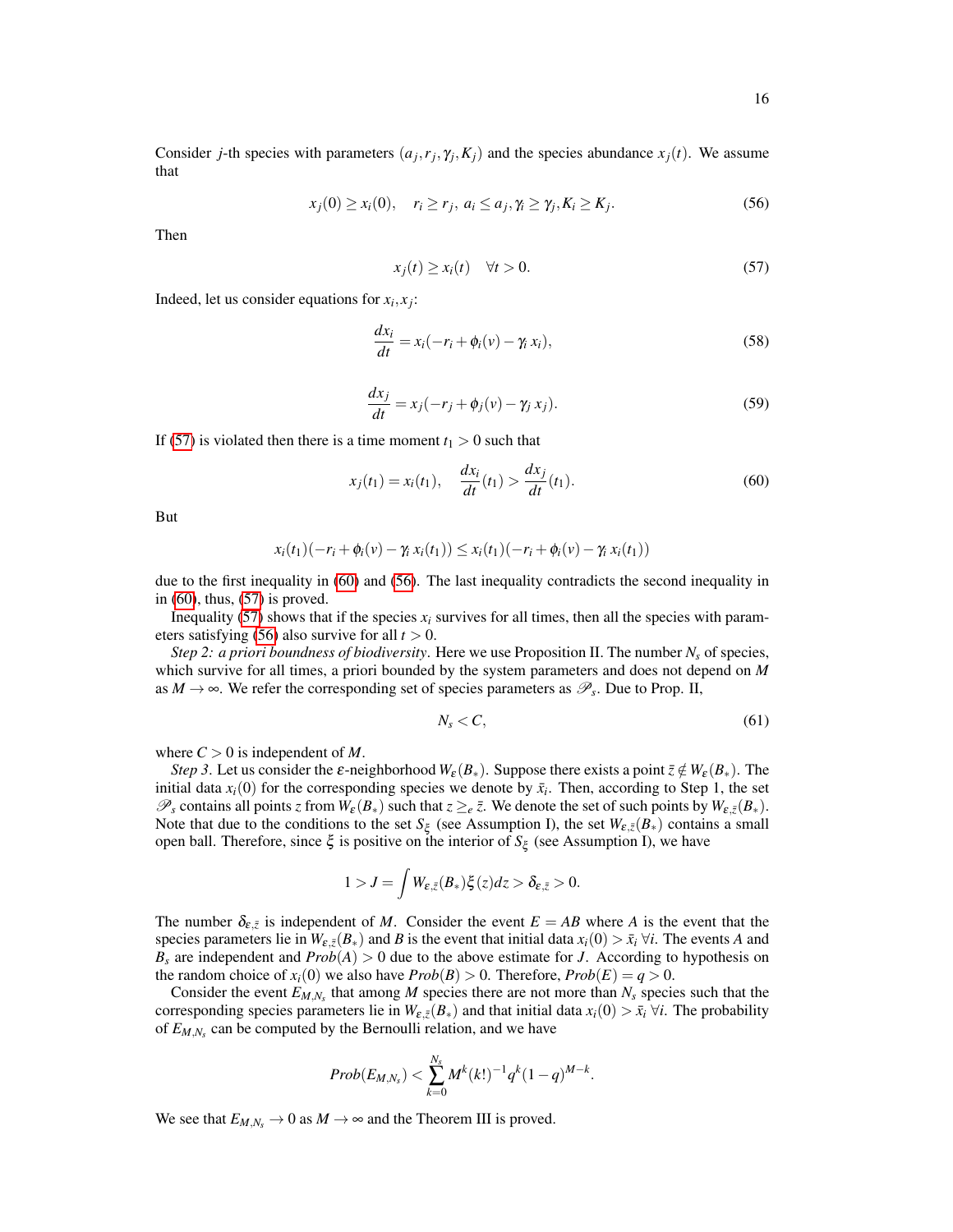Consider $j$-th species with parameters $(a_j, r_j, \gamma_j, K_j)$ and the species abundance $x_j(t)$. We assume that

$$x_j(0) \geq x_i(0), \quad r_i \geq r_j, \; a_i \leq a_j, \gamma_i \geq \gamma_j, K_i \geq K_j. \tag{56}$$

Then

$$x_j(t) \geq x_i(t) \quad \forall t > 0. \tag{57}$$

Indeed, let us consider equations for $x_i, x_j$:

$$\frac{dx_i}{dt} = x_i(-r_i + \phi_i(v) - \gamma_i\, x_i), \tag{58}$$

$$\frac{dx_j}{dt} = x_j(-r_j + \phi_j(v) - \gamma_j\, x_j). \tag{59}$$

If (57) is violated then there is a time moment $t_1 > 0$ such that

$$x_j(t_1) = x_i(t_1), \quad \frac{dx_i}{dt}(t_1) > \frac{dx_j}{dt}(t_1). \tag{60}$$

But

$$x_i(t_1)(-r_i + \phi_i(v) - \gamma_i\, x_i(t_1)) \leq x_i(t_1)(-r_i + \phi_i(v) - \gamma_i\, x_i(t_1))$$

due to the first inequality in (60) and (56). The last inequality contradicts the second inequality in in (60), thus, (57) is proved.

Inequality (57) shows that if the species $x_i$ survives for all times, then all the species with parameters satisfying (56) also survive for all $t > 0$.

*Step 2: a priori boundness of biodiversity*. Here we use Proposition II. The number $N_s$ of species, which survive for all times, a priori bounded by the system parameters and does not depend on $M$ as $M \to \infty$. We refer the corresponding set of species parameters as $\mathscr{P}_s$. Due to Prop. II,

$$N_s < C, \tag{61}$$

where $C > 0$ is independent of $M$.

*Step 3*. Let us consider the $\varepsilon$-neighborhood $W_\varepsilon(B_*)$. Suppose there exists a point $\bar{z} \notin W_\varepsilon(B_*)$. The initial data $x_i(0)$ for the corresponding species we denote by $\bar{x}_i$. Then, according to Step 1, the set $\mathscr{P}_s$ contains all points $z$ from $W_\varepsilon(B_*)$ such that $z \geq_e \bar{z}$. We denote the set of such points by $W_{\varepsilon,\bar{z}}(B_*)$. Note that due to the conditions to the set $S_\xi$ (see Assumption I), the set $W_{\varepsilon,\bar{z}}(B_*)$ contains a small open ball. Therefore, since $\xi$ is positive on the interior of $S_\xi$ (see Assumption I), we have

$$1 > J = \int W_{\varepsilon,\bar{z}}(B_*)\xi(z)dz > \delta_{\varepsilon,\bar{z}} > 0.$$

The number $\delta_{\varepsilon,\bar{z}}$ is independent of $M$. Consider the event $E = AB$ where $A$ is the event that the species parameters lie in $W_{\varepsilon,\bar{z}}(B_*)$ and $B$ is the event that initial data $x_i(0) > \bar{x}_i \; \forall i$. The events $A$ and $B_s$ are independent and $Prob(A) > 0$ due to the above estimate for $J$. According to hypothesis on the random choice of $x_i(0)$ we also have $Prob(B) > 0$. Therefore, $Prob(E) = q > 0$.

Consider the event $E_{M,N_s}$ that among $M$ species there are not more than $N_s$ species such that the corresponding species parameters lie in $W_{\varepsilon,\bar{z}}(B_*)$ and that initial data $x_i(0) > \bar{x}_i \; \forall i$. The probability of $E_{M,N_s}$ can be computed by the Bernoulli relation, and we have

$$Prob(E_{M,N_s}) < \sum_{k=0}^{N_s} M^k (k!)^{-1} q^k (1-q)^{M-k}.$$

We see that $E_{M,N_s} \to 0$ as $M \to \infty$ and the Theorem III is proved.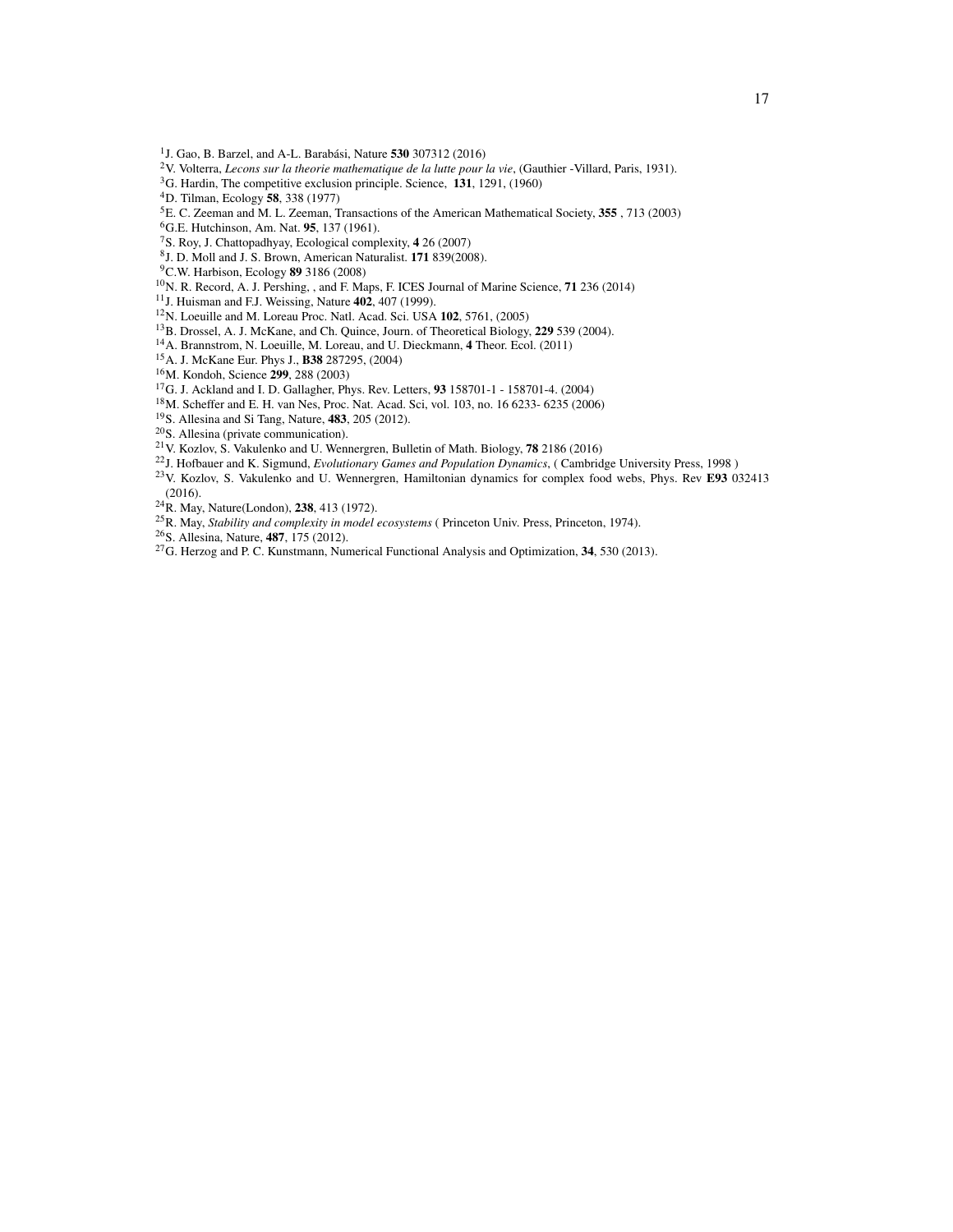[1] J. Gao, B. Barzel, and A-L. Barabási, Nature **530** 307312 (2016)
[2] V. Volterra, *Lecons sur la theorie mathematique de la lutte pour la vie*, (Gauthier -Villard, Paris, 1931).
[3] G. Hardin, The competitive exclusion principle. Science, **131**, 1291, (1960)
[4] D. Tilman, Ecology **58**, 338 (1977)
[5] E. C. Zeeman and M. L. Zeeman, Transactions of the American Mathematical Society, **355** , 713 (2003)
[6] G.E. Hutchinson, Am. Nat. **95**, 137 (1961).
[7] S. Roy, J. Chattopadhyay, Ecological complexity, **4** 26 (2007)
[8] J. D. Moll and J. S. Brown, American Naturalist. **171** 839(2008).
[9] C.W. Harbison, Ecology **89** 3186 (2008)
[10] N. R. Record, A. J. Pershing, , and F. Maps, F. ICES Journal of Marine Science, **71** 236 (2014)
[11] J. Huisman and F.J. Weissing, Nature **402**, 407 (1999).
[12] N. Loeuille and M. Loreau Proc. Natl. Acad. Sci. USA **102**, 5761, (2005)
[13] B. Drossel, A. J. McKane, and Ch. Quince, Journ. of Theoretical Biology, **229** 539 (2004).
[14] A. Brannstrom, N. Loeuille, M. Loreau, and U. Dieckmann, **4** Theor. Ecol. (2011)
[15] A. J. McKane Eur. Phys J., **B38** 287295, (2004)
[16] M. Kondoh, Science **299**, 288 (2003)
[17] G. J. Ackland and I. D. Gallagher, Phys. Rev. Letters, **93** 158701-1 - 158701-4. (2004)
[18] M. Scheffer and E. H. van Nes, Proc. Nat. Acad. Sci, vol. 103, no. 16 6233- 6235 (2006)
[19] S. Allesina and Si Tang, Nature, **483**, 205 (2012).
[20] S. Allesina (private communication).
[21] V. Kozlov, S. Vakulenko and U. Wennergren, Bulletin of Math. Biology, **78** 2186 (2016)
[22] J. Hofbauer and K. Sigmund, *Evolutionary Games and Population Dynamics*, ( Cambridge University Press, 1998 )
[23] V. Kozlov, S. Vakulenko and U. Wennergren, Hamiltonian dynamics for complex food webs, Phys. Rev **E93** 032413 (2016).
[24] R. May, Nature(London), **238**, 413 (1972).
[25] R. May, *Stability and complexity in model ecosystems* ( Princeton Univ. Press, Princeton, 1974).
[26] S. Allesina, Nature, **487**, 175 (2012).
[27] G. Herzog and P. C. Kunstmann, Numerical Functional Analysis and Optimization, **34**, 530 (2013).